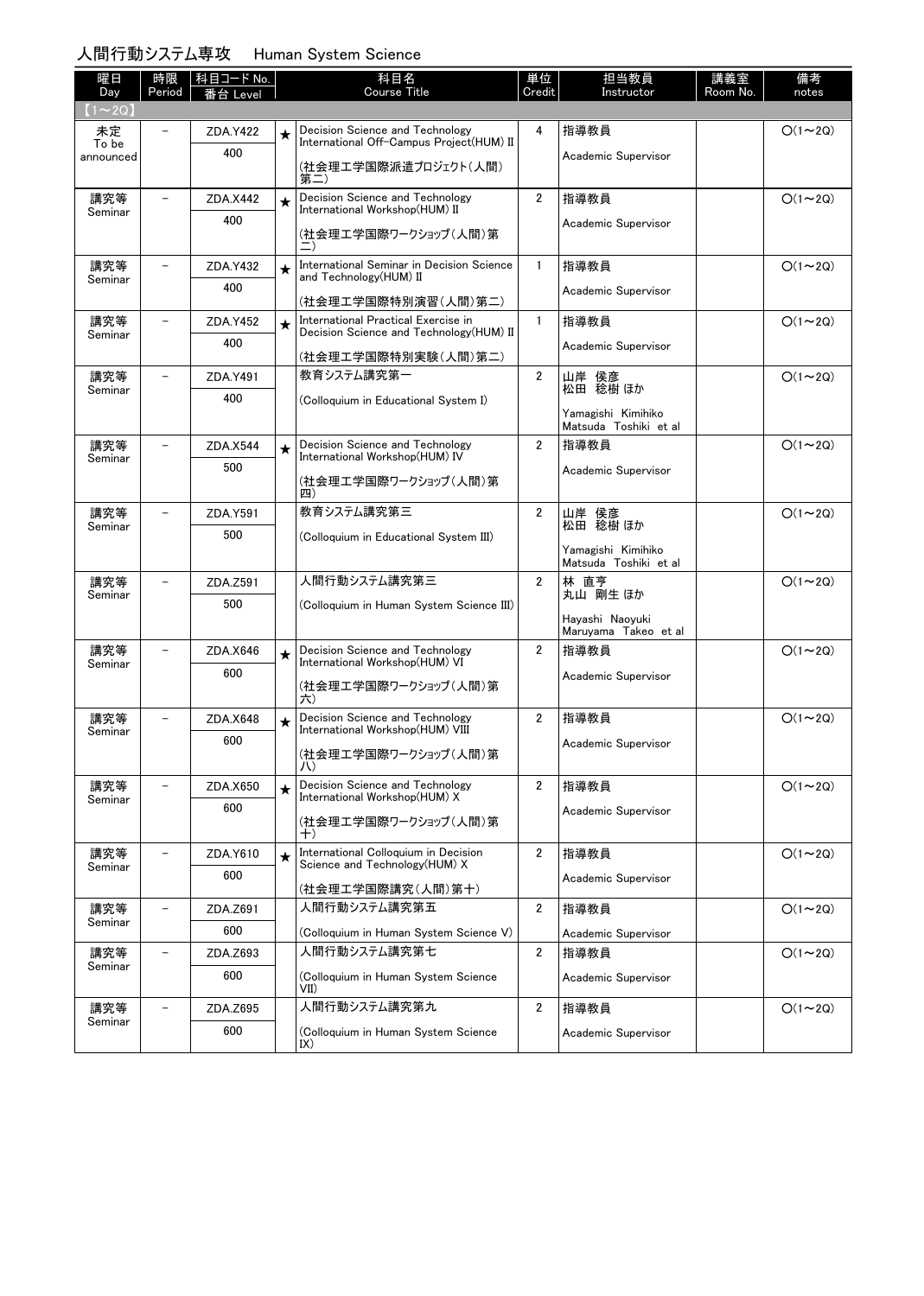## 人間行動システム専攻　Human System Science

| 曜日 Day | 時限 Period | 科目コード No. 番台 Level | | 科目名 Course Title | 単位 Credit | 担当教員 Instructor | 講義室 Room No. | 備考 notes |
|---|---|---|---|---|---|---|---|---|
| 【1～2Q】 | | | | | | | | |
| 未定 To be announced | － | ZDA.Y422 400 | ★ | Decision Science and Technology International Off-Campus Project(HUM) II (社会理工学国際派遣プロジェクト(人間)第二) | 4 | 指導教員 Academic Supervisor | | ○(1～2Q) |
| 講究等 Seminar | － | ZDA.X442 400 | ★ | Decision Science and Technology International Workshop(HUM) II (社会理工学国際ワークショップ(人間)第二) | 2 | 指導教員 Academic Supervisor | | ○(1～2Q) |
| 講究等 Seminar | － | ZDA.Y432 400 | ★ | International Seminar in Decision Science and Technology(HUM) II (社会理工学国際特別演習(人間)第二) | 1 | 指導教員 Academic Supervisor | | ○(1～2Q) |
| 講究等 Seminar | － | ZDA.Y452 400 | ★ | International Practical Exercise in Decision Science and Technology(HUM) II (社会理工学国際特別実験(人間)第二) | 1 | 指導教員 Academic Supervisor | | ○(1～2Q) |
| 講究等 Seminar | － | ZDA.Y491 400 | | 教育システム講究第一 (Colloquium in Educational System I) | 2 | 山岸 侯彦 松田 稔樹 ほか Yamagishi Kimihiko Matsuda Toshiki et al | | ○(1～2Q) |
| 講究等 Seminar | － | ZDA.X544 500 | ★ | Decision Science and Technology International Workshop(HUM) IV (社会理工学国際ワークショップ(人間)第四) | 2 | 指導教員 Academic Supervisor | | ○(1～2Q) |
| 講究等 Seminar | － | ZDA.Y591 500 | | 教育システム講究第三 (Colloquium in Educational System III) | 2 | 山岸 侯彦 松田 稔樹 ほか Yamagishi Kimihiko Matsuda Toshiki et al | | ○(1～2Q) |
| 講究等 Seminar | － | ZDA.Z591 500 | | 人間行動システム講究第三 (Colloquium in Human System Science III) | 2 | 林 直亨 丸山 剛生 ほか Hayashi Naoyuki Maruyama Takeo et al | | ○(1～2Q) |
| 講究等 Seminar | － | ZDA.X646 600 | ★ | Decision Science and Technology International Workshop(HUM) VI (社会理工学国際ワークショップ(人間)第六) | 2 | 指導教員 Academic Supervisor | | ○(1～2Q) |
| 講究等 Seminar | － | ZDA.X648 600 | ★ | Decision Science and Technology International Workshop(HUM) VIII (社会理工学国際ワークショップ(人間)第八) | 2 | 指導教員 Academic Supervisor | | ○(1～2Q) |
| 講究等 Seminar | － | ZDA.X650 600 | ★ | Decision Science and Technology International Workshop(HUM) X (社会理工学国際ワークショップ(人間)第十) | 2 | 指導教員 Academic Supervisor | | ○(1～2Q) |
| 講究等 Seminar | － | ZDA.Y610 600 | ★ | International Colloquium in Decision Science and Technology(HUM) X (社会理工学国際講究(人間)第十) | 2 | 指導教員 Academic Supervisor | | ○(1～2Q) |
| 講究等 Seminar | － | ZDA.Z691 600 | | 人間行動システム講究第五 (Colloquium in Human System Science V) | 2 | 指導教員 Academic Supervisor | | ○(1～2Q) |
| 講究等 Seminar | － | ZDA.Z693 600 | | 人間行動システム講究第七 (Colloquium in Human System Science VII) | 2 | 指導教員 Academic Supervisor | | ○(1～2Q) |
| 講究等 Seminar | － | ZDA.Z695 600 | | 人間行動システム講究第九 (Colloquium in Human System Science IX) | 2 | 指導教員 Academic Supervisor | | ○(1～2Q) |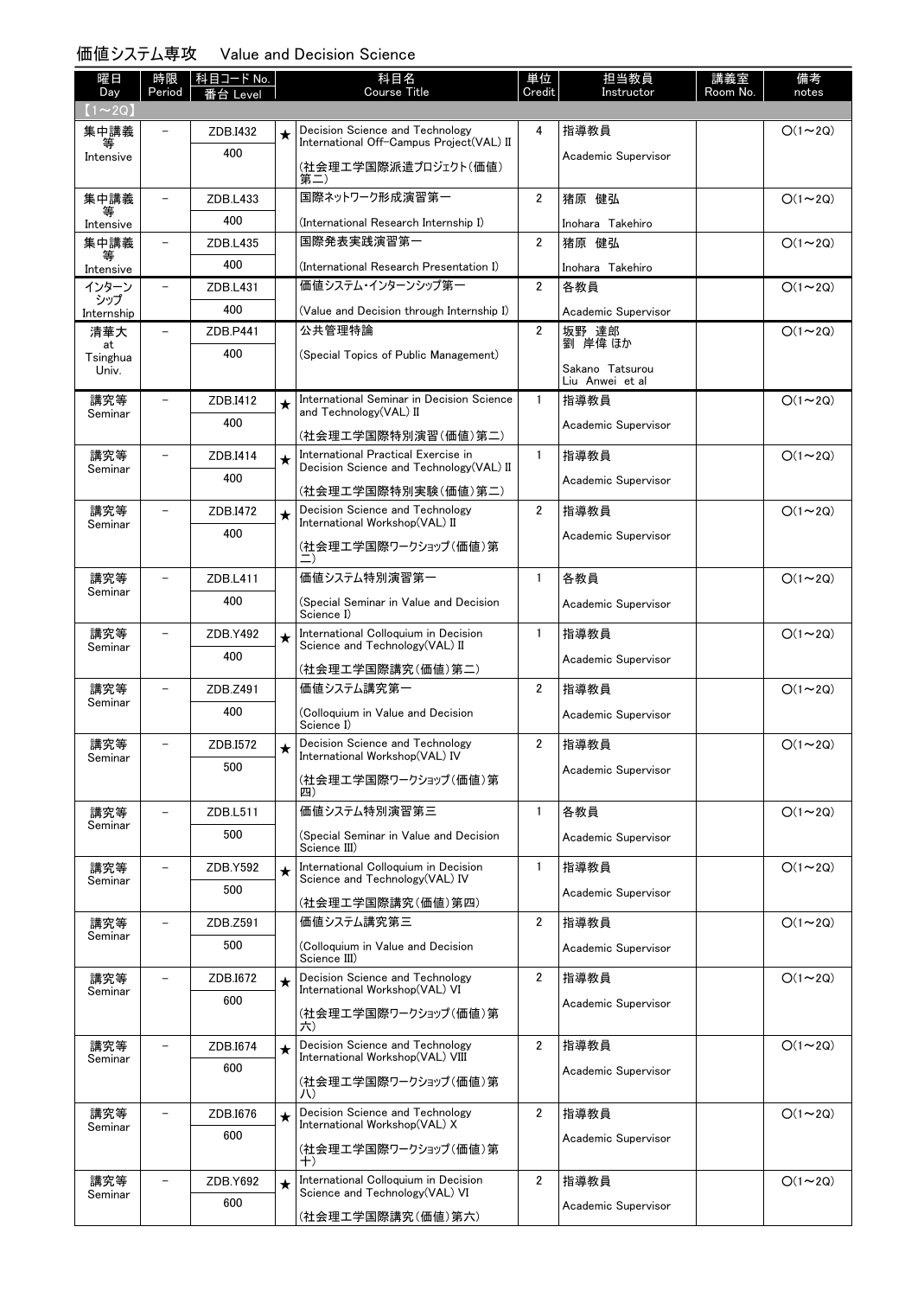## 価値システム専攻　Value and Decision Science

| 曜日 Day | 時限 Period | 科目コード No. 番台 Level | | 科目名 Course Title | 単位 Credit | 担当教員 Instructor | 講義室 Room No. | 備考 notes |
|---|---|---|---|---|---|---|---|---|
| 【1～2Q】 | | | | | | | | |
| 集中講義等 Intensive | － | ZDB.I432 400 | ★ | Decision Science and Technology International Off-Campus Project(VAL) II (社会理工学国際派遣プロジェクト(価値)第二) | 4 | 指導教員 Academic Supervisor | | ○(1～2Q) |
| 集中講義等 Intensive | － | ZDB.L433 400 | | 国際ネットワーク形成演習第一 (International Research Internship I) | 2 | 猪原 健弘 Inohara Takehiro | | ○(1～2Q) |
| 集中講義等 Intensive | － | ZDB.L435 400 | | 国際発表実践演習第一 (International Research Presentation I) | 2 | 猪原 健弘 Inohara Takehiro | | ○(1～2Q) |
| インターンシップ Internship | － | ZDB.L431 400 | | 価値システム・インターンシップ第一 (Value and Decision through Internship I) | 2 | 各教員 Academic Supervisor | | ○(1～2Q) |
| 清華大 at Tsinghua Univ. | － | ZDB.P441 400 | | 公共管理特論 (Special Topics of Public Management) | 2 | 坂野 達郎 劉 岸偉 ほか Sakano Tatsurou Liu Anwei et al | | ○(1～2Q) |
| 講究等 Seminar | － | ZDB.I412 400 | ★ | International Seminar in Decision Science and Technology(VAL) II (社会理工学国際特別演習(価値)第二) | 1 | 指導教員 Academic Supervisor | | ○(1～2Q) |
| 講究等 Seminar | － | ZDB.I414 400 | ★ | International Practical Exercise in Decision Science and Technology(VAL) II (社会理工学国際特別実験(価値)第二) | 1 | 指導教員 Academic Supervisor | | ○(1～2Q) |
| 講究等 Seminar | － | ZDB.I472 400 | ★ | Decision Science and Technology International Workshop(VAL) II (社会理工学国際ワークショップ(価値)第二) | 2 | 指導教員 Academic Supervisor | | ○(1～2Q) |
| 講究等 Seminar | － | ZDB.L411 400 | | 価値システム特別演習第一 (Special Seminar in Value and Decision Science I) | 1 | 各教員 Academic Supervisor | | ○(1～2Q) |
| 講究等 Seminar | － | ZDB.Y492 400 | ★ | International Colloquium in Decision Science and Technology(VAL) II (社会理工学国際講究(価値)第二) | 1 | 指導教員 Academic Supervisor | | ○(1～2Q) |
| 講究等 Seminar | － | ZDB.Z491 400 | | 価値システム講究第一 (Colloquium in Value and Decision Science I) | 2 | 指導教員 Academic Supervisor | | ○(1～2Q) |
| 講究等 Seminar | － | ZDB.I572 500 | ★ | Decision Science and Technology International Workshop(VAL) IV (社会理工学国際ワークショップ(価値)第四) | 2 | 指導教員 Academic Supervisor | | ○(1～2Q) |
| 講究等 Seminar | － | ZDB.L511 500 | | 価値システム特別演習第三 (Special Seminar in Value and Decision Science III) | 1 | 各教員 Academic Supervisor | | ○(1～2Q) |
| 講究等 Seminar | － | ZDB.Y592 500 | ★ | International Colloquium in Decision Science and Technology(VAL) IV (社会理工学国際講究(価値)第四) | 1 | 指導教員 Academic Supervisor | | ○(1～2Q) |
| 講究等 Seminar | － | ZDB.Z591 500 | | 価値システム講究第三 (Colloquium in Value and Decision Science III) | 2 | 指導教員 Academic Supervisor | | ○(1～2Q) |
| 講究等 Seminar | － | ZDB.I672 600 | ★ | Decision Science and Technology International Workshop(VAL) VI (社会理工学国際ワークショップ(価値)第六) | 2 | 指導教員 Academic Supervisor | | ○(1～2Q) |
| 講究等 Seminar | － | ZDB.I674 600 | ★ | Decision Science and Technology International Workshop(VAL) VIII (社会理工学国際ワークショップ(価値)第八) | 2 | 指導教員 Academic Supervisor | | ○(1～2Q) |
| 講究等 Seminar | － | ZDB.I676 600 | ★ | Decision Science and Technology International Workshop(VAL) X (社会理工学国際ワークショップ(価値)第十) | 2 | 指導教員 Academic Supervisor | | ○(1～2Q) |
| 講究等 Seminar | － | ZDB.Y692 600 | ★ | International Colloquium in Decision Science and Technology(VAL) VI (社会理工学国際講究(価値)第六) | 2 | 指導教員 Academic Supervisor | | ○(1～2Q) |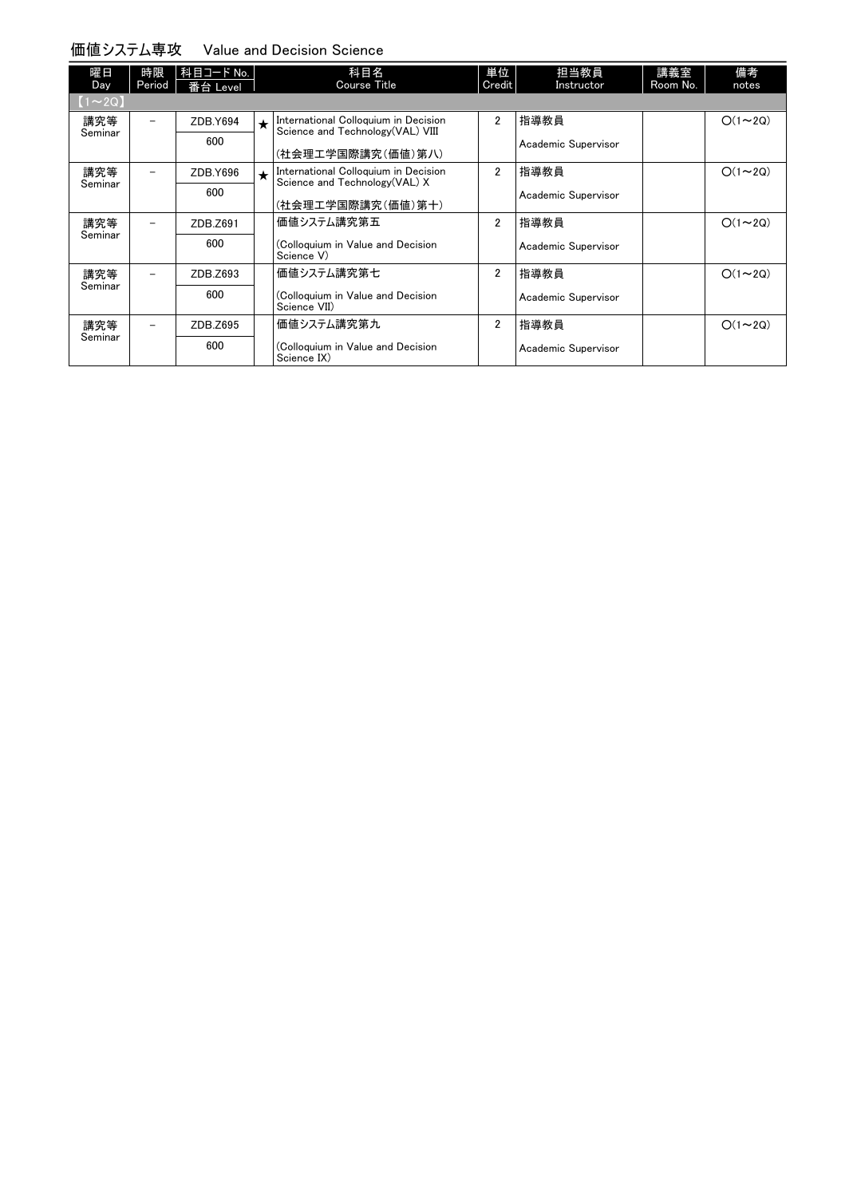## 価値システム専攻　Value and Decision Science

| 曜日 Day | 時限 Period | 科目コード No. 番台 Level | | 科目名 Course Title | 単位 Credit | 担当教員 Instructor | 講義室 Room No. | 備考 notes |
|---|---|---|---|---|---|---|---|---|
| 【1～2Q】 | | | | | | | | |
| 講究等 Seminar | － | ZDB.Y694 600 | ★ | International Colloquium in Decision Science and Technology(VAL) VIII (社会理工学国際講究(価値)第八) | 2 | 指導教員 Academic Supervisor | | ○(1～2Q) |
| 講究等 Seminar | － | ZDB.Y696 600 | ★ | International Colloquium in Decision Science and Technology(VAL) X (社会理工学国際講究(価値)第十) | 2 | 指導教員 Academic Supervisor | | ○(1～2Q) |
| 講究等 Seminar | － | ZDB.Z691 600 | | 価値システム講究第五 (Colloquium in Value and Decision Science V) | 2 | 指導教員 Academic Supervisor | | ○(1～2Q) |
| 講究等 Seminar | － | ZDB.Z693 600 | | 価値システム講究第七 (Colloquium in Value and Decision Science VII) | 2 | 指導教員 Academic Supervisor | | ○(1～2Q) |
| 講究等 Seminar | － | ZDB.Z695 600 | | 価値システム講究第九 (Colloquium in Value and Decision Science IX) | 2 | 指導教員 Academic Supervisor | | ○(1～2Q) |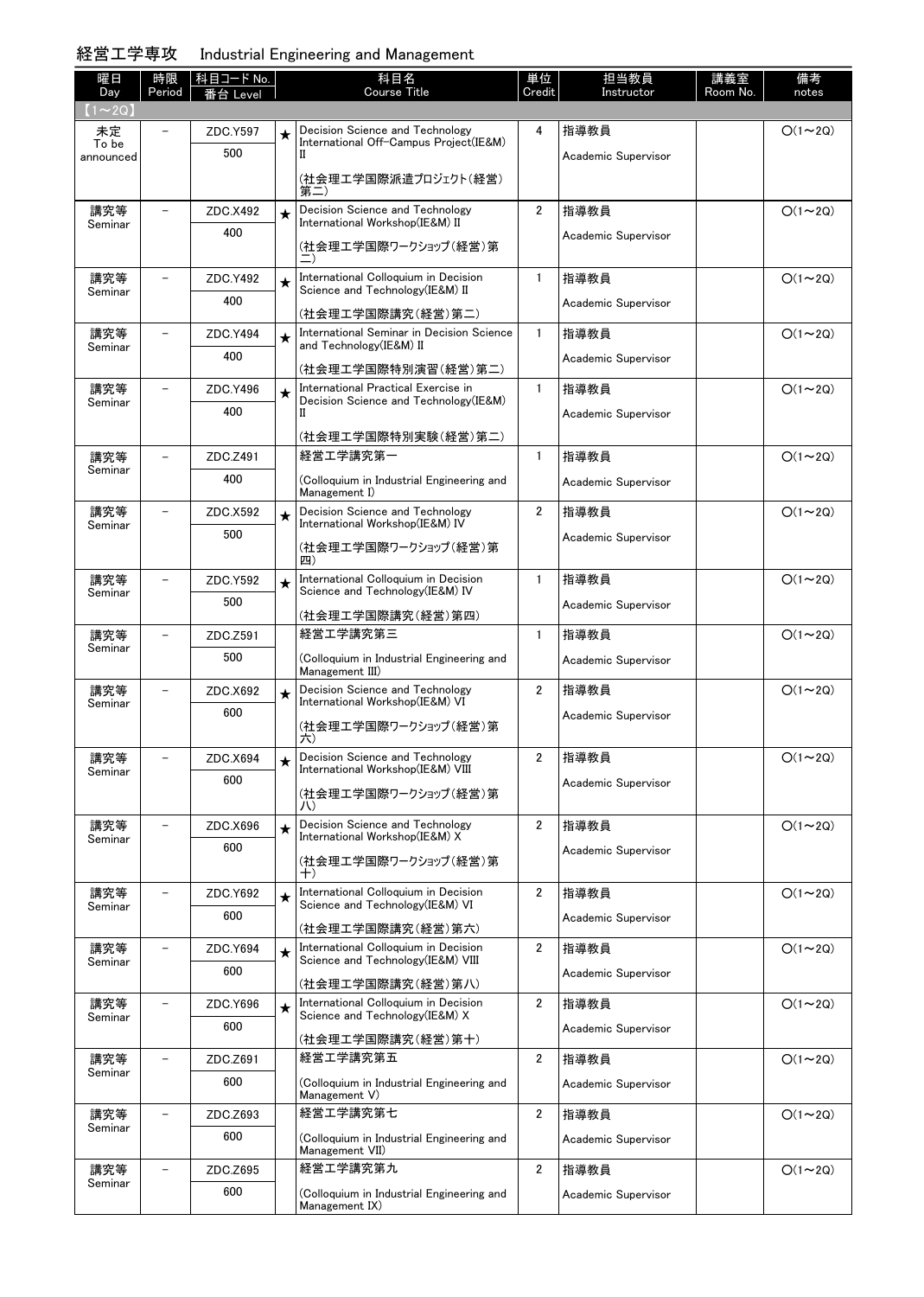## 経営工学専攻　Industrial Engineering and Management

| 曜日 Day | 時限 Period | 科目コード No. 番台 Level | | 科目名 Course Title | 単位 Credit | 担当教員 Instructor | 講義室 Room No. | 備考 notes |
|---|---|---|---|---|---|---|---|---|
| 【1～2Q】 | | | | | | | | |
| 未定 To be announced | － | ZDC.Y597 500 | ★ | Decision Science and Technology International Off-Campus Project(IE&M) II (社会理工学国際派遣プロジェクト(経営)第二) | 4 | 指導教員 Academic Supervisor | | ○(1～2Q) |
| 講究等 Seminar | － | ZDC.X492 400 | ★ | Decision Science and Technology International Workshop(IE&M) II (社会理工学国際ワークショップ(経営)第二) | 2 | 指導教員 Academic Supervisor | | ○(1～2Q) |
| 講究等 Seminar | － | ZDC.Y492 400 | ★ | International Colloquium in Decision Science and Technology(IE&M) II (社会理工学国際講究(経営)第二) | 1 | 指導教員 Academic Supervisor | | ○(1～2Q) |
| 講究等 Seminar | － | ZDC.Y494 400 | ★ | International Seminar in Decision Science and Technology(IE&M) II (社会理工学国際特別演習(経営)第二) | 1 | 指導教員 Academic Supervisor | | ○(1～2Q) |
| 講究等 Seminar | － | ZDC.Y496 400 | ★ | International Practical Exercise in Decision Science and Technology(IE&M) II (社会理工学国際特別実験(経営)第二) | 1 | 指導教員 Academic Supervisor | | ○(1～2Q) |
| 講究等 Seminar | － | ZDC.Z491 400 | | 経営工学講究第一 (Colloquium in Industrial Engineering and Management I) | 1 | 指導教員 Academic Supervisor | | ○(1～2Q) |
| 講究等 Seminar | － | ZDC.X592 500 | ★ | Decision Science and Technology International Workshop(IE&M) IV (社会理工学国際ワークショップ(経営)第四) | 2 | 指導教員 Academic Supervisor | | ○(1～2Q) |
| 講究等 Seminar | － | ZDC.Y592 500 | ★ | International Colloquium in Decision Science and Technology(IE&M) IV (社会理工学国際講究(経営)第四) | 1 | 指導教員 Academic Supervisor | | ○(1～2Q) |
| 講究等 Seminar | － | ZDC.Z591 500 | | 経営工学講究第三 (Colloquium in Industrial Engineering and Management III) | 1 | 指導教員 Academic Supervisor | | ○(1～2Q) |
| 講究等 Seminar | － | ZDC.X692 600 | ★ | Decision Science and Technology International Workshop(IE&M) VI (社会理工学国際ワークショップ(経営)第六) | 2 | 指導教員 Academic Supervisor | | ○(1～2Q) |
| 講究等 Seminar | － | ZDC.X694 600 | ★ | Decision Science and Technology International Workshop(IE&M) VIII (社会理工学国際ワークショップ(経営)第八) | 2 | 指導教員 Academic Supervisor | | ○(1～2Q) |
| 講究等 Seminar | － | ZDC.X696 600 | ★ | Decision Science and Technology International Workshop(IE&M) X (社会理工学国際ワークショップ(経営)第十) | 2 | 指導教員 Academic Supervisor | | ○(1～2Q) |
| 講究等 Seminar | － | ZDC.Y692 600 | ★ | International Colloquium in Decision Science and Technology(IE&M) VI (社会理工学国際講究(経営)第六) | 2 | 指導教員 Academic Supervisor | | ○(1～2Q) |
| 講究等 Seminar | － | ZDC.Y694 600 | ★ | International Colloquium in Decision Science and Technology(IE&M) VIII (社会理工学国際講究(経営)第八) | 2 | 指導教員 Academic Supervisor | | ○(1～2Q) |
| 講究等 Seminar | － | ZDC.Y696 600 | ★ | International Colloquium in Decision Science and Technology(IE&M) X (社会理工学国際講究(経営)第十) | 2 | 指導教員 Academic Supervisor | | ○(1～2Q) |
| 講究等 Seminar | － | ZDC.Z691 600 | | 経営工学講究第五 (Colloquium in Industrial Engineering and Management V) | 2 | 指導教員 Academic Supervisor | | ○(1～2Q) |
| 講究等 Seminar | － | ZDC.Z693 600 | | 経営工学講究第七 (Colloquium in Industrial Engineering and Management VII) | 2 | 指導教員 Academic Supervisor | | ○(1～2Q) |
| 講究等 Seminar | － | ZDC.Z695 600 | | 経営工学講究第九 (Colloquium in Industrial Engineering and Management IX) | 2 | 指導教員 Academic Supervisor | | ○(1～2Q) |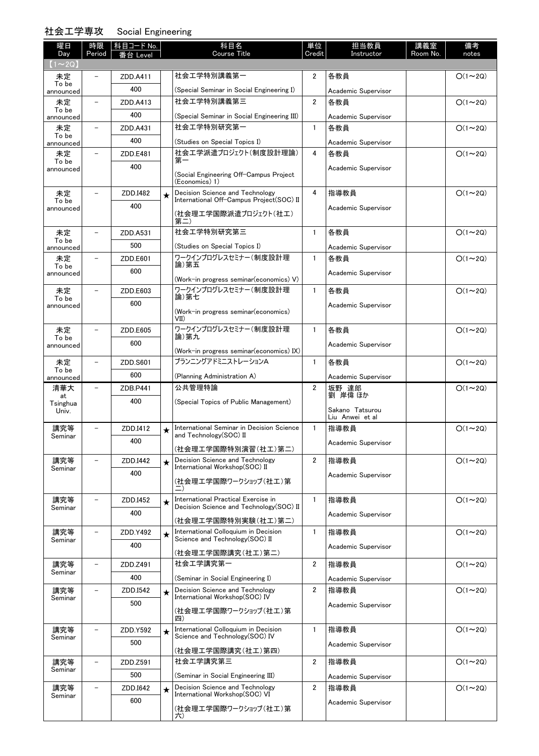## 社会工学専攻　Social Engineering

| 曜日 Day | 時限 Period | 科目コード No. 番台 Level | | 科目名 Course Title | 単位 Credit | 担当教員 Instructor | 講義室 Room No. | 備考 notes |
|---|---|---|---|---|---|---|---|---|
| 【1～2Q】 | | | | | | | | |
| 未定 To be announced | － | ZDD.A411 400 | | 社会工学特別講義第一 (Special Seminar in Social Engineering I) | 2 | 各教員 Academic Supervisor | | ○(1～2Q) |
| 未定 To be announced | － | ZDD.A413 400 | | 社会工学特別講義第三 (Special Seminar in Social Engineering III) | 2 | 各教員 Academic Supervisor | | ○(1～2Q) |
| 未定 To be announced | － | ZDD.A431 400 | | 社会工学特別研究第一 (Studies on Special Topics I) | 1 | 各教員 Academic Supervisor | | ○(1～2Q) |
| 未定 To be announced | － | ZDD.E481 400 | | 社会工学派遣プロジェクト(制度設計理論)第一 (Social Engineering Off-Campus Project (Economics) 1) | 4 | 各教員 Academic Supervisor | | ○(1～2Q) |
| 未定 To be announced | － | ZDD.I482 400 | ★ | Decision Science and Technology International Off-Campus Project(SOC) II (社会理工学国際派遣プロジェクト(社工)第二) | 4 | 指導教員 Academic Supervisor | | ○(1～2Q) |
| 未定 To be announced | － | ZDD.A531 500 | | 社会工学特別研究第三 (Studies on Special Topics I) | 1 | 各教員 Academic Supervisor | | ○(1～2Q) |
| 未定 To be announced | － | ZDD.E601 600 | | ワークインプログレスセミナー(制度設計理論)第五 (Work-in progress seminar(economics) V) | 1 | 各教員 Academic Supervisor | | ○(1～2Q) |
| 未定 To be announced | － | ZDD.E603 600 | | ワークインプログレスセミナー(制度設計理論)第七 (Work-in progress seminar(economics) VII) | 1 | 各教員 Academic Supervisor | | ○(1～2Q) |
| 未定 To be announced | － | ZDD.E605 600 | | ワークインプログレスセミナー(制度設計理論)第九 (Work-in progress seminar(economics) IX) | 1 | 各教員 Academic Supervisor | | ○(1～2Q) |
| 未定 To be announced | － | ZDD.S601 600 | | プランニングアドミニストレーションA (Planning Administration A) | 1 | 各教員 Academic Supervisor | | ○(1～2Q) |
| 清華大 at Tsinghua Univ. | － | ZDB.P441 400 | | 公共管理特論 (Special Topics of Public Management) | 2 | 坂野 達郎 劉 岸偉 ほか Sakano Tatsurou Liu Anwei et al | | ○(1～2Q) |
| 講究等 Seminar | － | ZDD.I412 400 | ★ | International Seminar in Decision Science and Technology(SOC) II (社会理工学国際特別演習(社工)第二) | 1 | 指導教員 Academic Supervisor | | ○(1～2Q) |
| 講究等 Seminar | － | ZDD.I442 400 | ★ | Decision Science and Technology International Workshop(SOC) II (社会理工学国際ワークショップ(社工)第二) | 2 | 指導教員 Academic Supervisor | | ○(1～2Q) |
| 講究等 Seminar | － | ZDD.I452 400 | ★ | International Practical Exercise in Decision Science and Technology(SOC) II (社会理工学国際特別実験(社工)第二) | 1 | 指導教員 Academic Supervisor | | ○(1～2Q) |
| 講究等 Seminar | － | ZDD.Y492 400 | ★ | International Colloquium in Decision Science and Technology(SOC) II (社会理工学国際講究(社工)第二) | 1 | 指導教員 Academic Supervisor | | ○(1～2Q) |
| 講究等 Seminar | － | ZDD.Z491 400 | | 社会工学講究第一 (Seminar in Social Engineering I) | 2 | 指導教員 Academic Supervisor | | ○(1～2Q) |
| 講究等 Seminar | － | ZDD.I542 500 | ★ | Decision Science and Technology International Workshop(SOC) IV (社会理工学国際ワークショップ(社工)第四) | 2 | 指導教員 Academic Supervisor | | ○(1～2Q) |
| 講究等 Seminar | － | ZDD.Y592 500 | ★ | International Colloquium in Decision Science and Technology(SOC) IV (社会理工学国際講究(社工)第四) | 1 | 指導教員 Academic Supervisor | | ○(1～2Q) |
| 講究等 Seminar | － | ZDD.Z591 500 | | 社会工学講究第三 (Seminar in Social Engineering III) | 2 | 指導教員 Academic Supervisor | | ○(1～2Q) |
| 講究等 Seminar | － | ZDD.I642 600 | ★ | Decision Science and Technology International Workshop(SOC) VI (社会理工学国際ワークショップ(社工)第六) | 2 | 指導教員 Academic Supervisor | | ○(1～2Q) |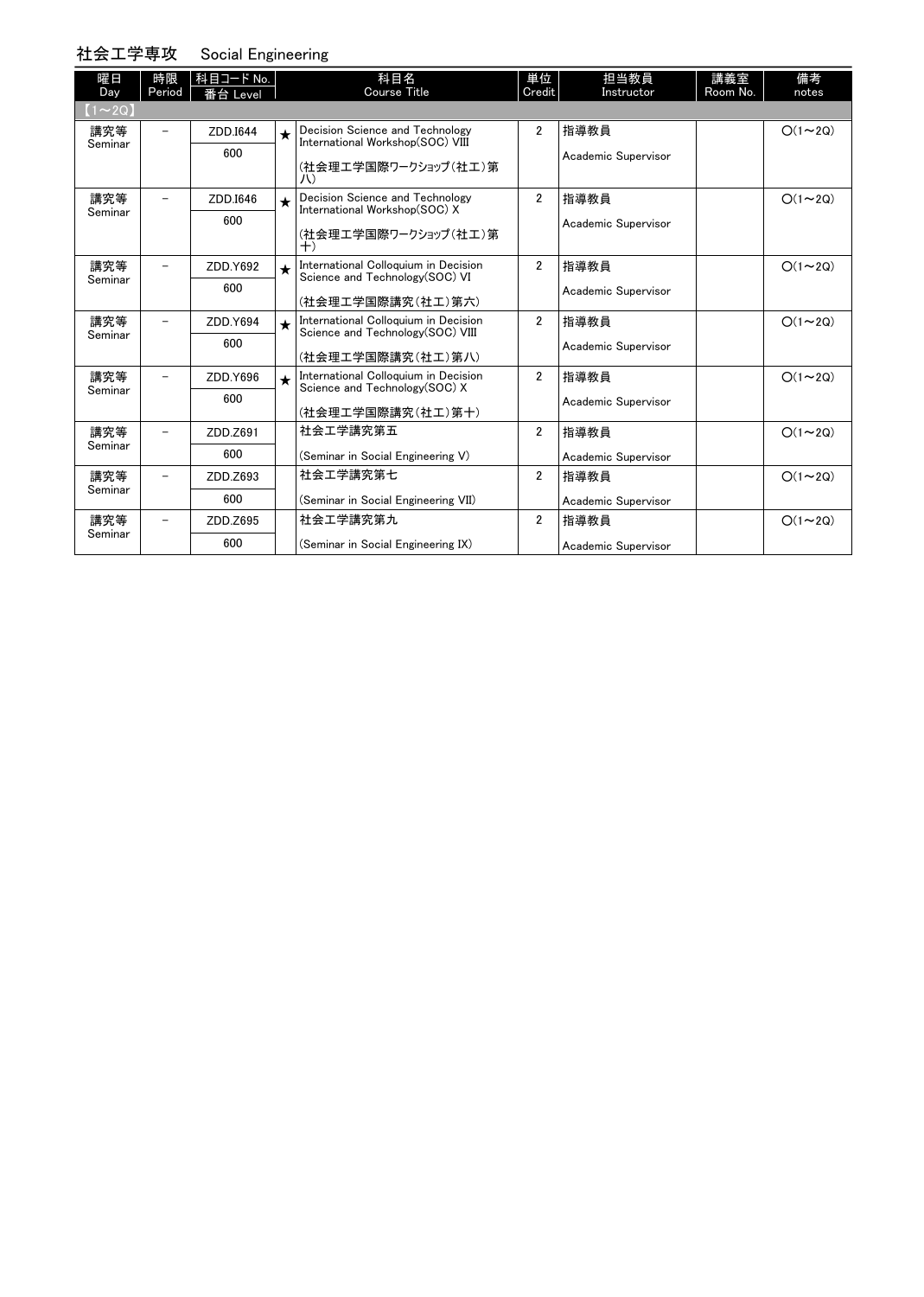## 社会工学専攻　Social Engineering

| 曜日 Day | 時限 Period | 科目コード No. 番台 Level | | 科目名 Course Title | 単位 Credit | 担当教員 Instructor | 講義室 Room No. | 備考 notes |
|---|---|---|---|---|---|---|---|---|
| 【1～2Q】 | | | | | | | | |
| 講究等 Seminar | － | ZDD.I644 600 | ★ | Decision Science and Technology International Workshop(SOC) VIII (社会理工学国際ワークショップ(社工)第八) | 2 | 指導教員 Academic Supervisor | | ○(1～2Q) |
| 講究等 Seminar | － | ZDD.I646 600 | ★ | Decision Science and Technology International Workshop(SOC) X (社会理工学国際ワークショップ(社工)第十) | 2 | 指導教員 Academic Supervisor | | ○(1～2Q) |
| 講究等 Seminar | － | ZDD.Y692 600 | ★ | International Colloquium in Decision Science and Technology(SOC) VI (社会理工学国際講究(社工)第六) | 2 | 指導教員 Academic Supervisor | | ○(1～2Q) |
| 講究等 Seminar | － | ZDD.Y694 600 | ★ | International Colloquium in Decision Science and Technology(SOC) VIII (社会理工学国際講究(社工)第八) | 2 | 指導教員 Academic Supervisor | | ○(1～2Q) |
| 講究等 Seminar | － | ZDD.Y696 600 | ★ | International Colloquium in Decision Science and Technology(SOC) X (社会理工学国際講究(社工)第十) | 2 | 指導教員 Academic Supervisor | | ○(1～2Q) |
| 講究等 Seminar | － | ZDD.Z691 600 | | 社会工学講究第五 (Seminar in Social Engineering V) | 2 | 指導教員 Academic Supervisor | | ○(1～2Q) |
| 講究等 Seminar | － | ZDD.Z693 600 | | 社会工学講究第七 (Seminar in Social Engineering VII) | 2 | 指導教員 Academic Supervisor | | ○(1～2Q) |
| 講究等 Seminar | － | ZDD.Z695 600 | | 社会工学講究第九 (Seminar in Social Engineering IX) | 2 | 指導教員 Academic Supervisor | | ○(1～2Q) |